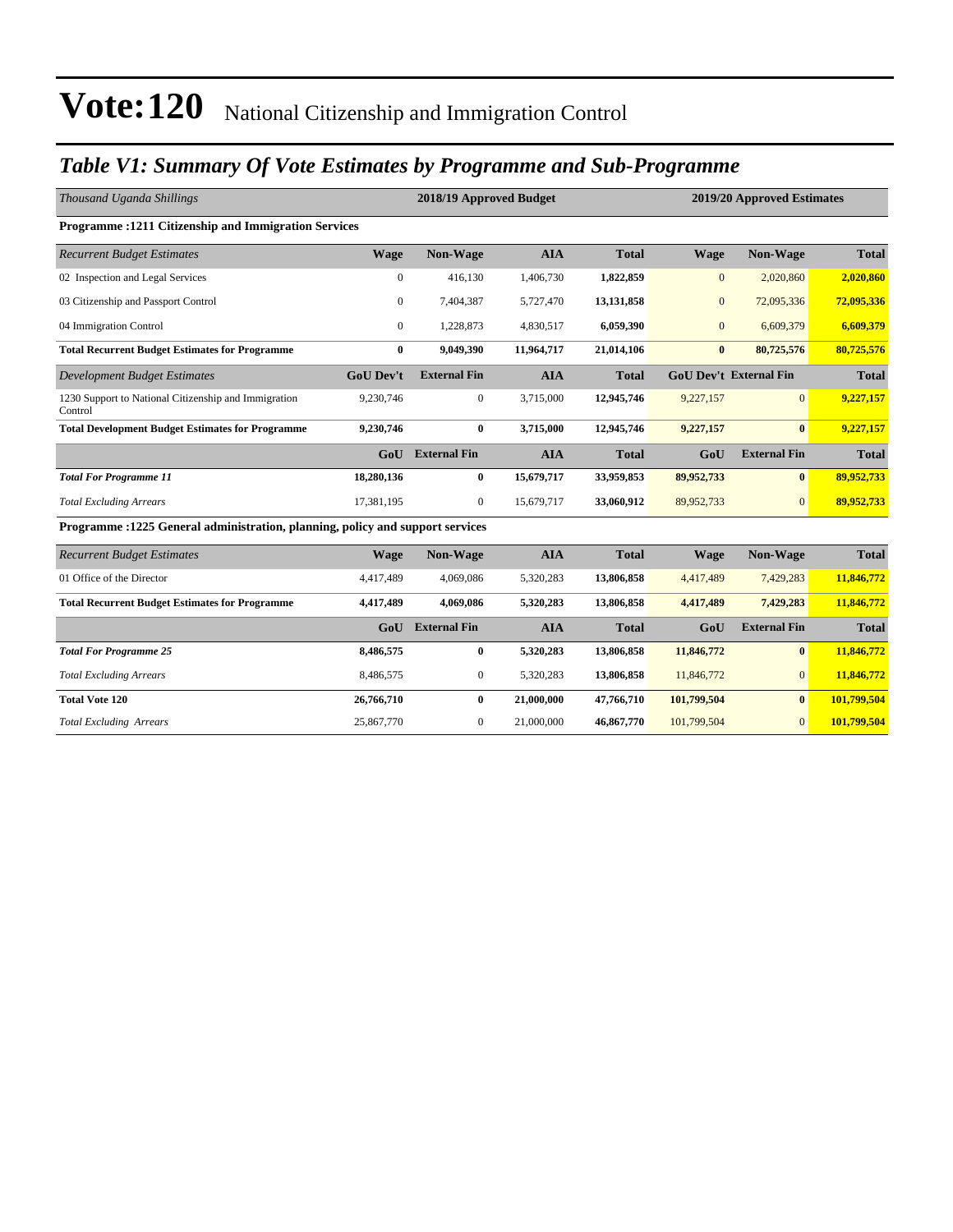# Vote:120 National Citizenship and Immigration Control

## *Table V1: Summary Of Vote Estimates by Programme and Sub-Programme*

| *Thousand Uganda Shillings* | 2018/19 Approved Budget | | | | 2019/20 Approved Estimates | | |
|---|---|---|---|---|---|---|---|
| **Programme :1211 Citizenship and Immigration Services** | | | | | | | |
| *Recurrent Budget Estimates* | **Wage** | **Non-Wage** | **AIA** | **Total** | **Wage** | **Non-Wage** | **Total** |
| 02 Inspection and Legal Services | 0 | 416,130 | 1,406,730 | **1,822,859** | 0 | 2,020,860 | **2,020,860** |
| 03 Citizenship and Passport Control | 0 | 7,404,387 | 5,727,470 | **13,131,858** | 0 | 72,095,336 | **72,095,336** |
| 04 Immigration Control | 0 | 1,228,873 | 4,830,517 | **6,059,390** | 0 | 6,609,379 | **6,609,379** |
| **Total Recurrent Budget Estimates for Programme** | **0** | **9,049,390** | **11,964,717** | **21,014,106** | **0** | **80,725,576** | **80,725,576** |
| *Development Budget Estimates* | **GoU Dev't** | **External Fin** | **AIA** | **Total** | **GoU Dev't** | **External Fin** | **Total** |
| 1230 Support to National Citizenship and Immigration Control | 9,230,746 | 0 | 3,715,000 | **12,945,746** | 9,227,157 | 0 | **9,227,157** |
| **Total Development Budget Estimates for Programme** | **9,230,746** | **0** | **3,715,000** | **12,945,746** | **9,227,157** | **0** | **9,227,157** |
| | **GoU** | **External Fin** | **AIA** | **Total** | **GoU** | **External Fin** | **Total** |
| ***Total For Programme 11*** | **18,280,136** | **0** | **15,679,717** | **33,959,853** | **89,952,733** | **0** | **89,952,733** |
| *Total Excluding Arrears* | 17,381,195 | 0 | 15,679,717 | **33,060,912** | 89,952,733 | 0 | **89,952,733** |
| **Programme :1225 General administration, planning, policy and support services** | | | | | | | |
| *Recurrent Budget Estimates* | **Wage** | **Non-Wage** | **AIA** | **Total** | **Wage** | **Non-Wage** | **Total** |
| 01 Office of the Director | 4,417,489 | 4,069,086 | 5,320,283 | **13,806,858** | 4,417,489 | 7,429,283 | **11,846,772** |
| **Total Recurrent Budget Estimates for Programme** | **4,417,489** | **4,069,086** | **5,320,283** | **13,806,858** | **4,417,489** | **7,429,283** | **11,846,772** |
| | **GoU** | **External Fin** | **AIA** | **Total** | **GoU** | **External Fin** | **Total** |
| ***Total For Programme 25*** | **8,486,575** | **0** | **5,320,283** | **13,806,858** | **11,846,772** | **0** | **11,846,772** |
| *Total Excluding Arrears* | 8,486,575 | 0 | 5,320,283 | **13,806,858** | 11,846,772 | 0 | **11,846,772** |
| **Total Vote 120** | **26,766,710** | **0** | **21,000,000** | **47,766,710** | **101,799,504** | **0** | **101,799,504** |
| *Total Excluding Arrears* | 25,867,770 | 0 | 21,000,000 | **46,867,770** | 101,799,504 | 0 | **101,799,504** |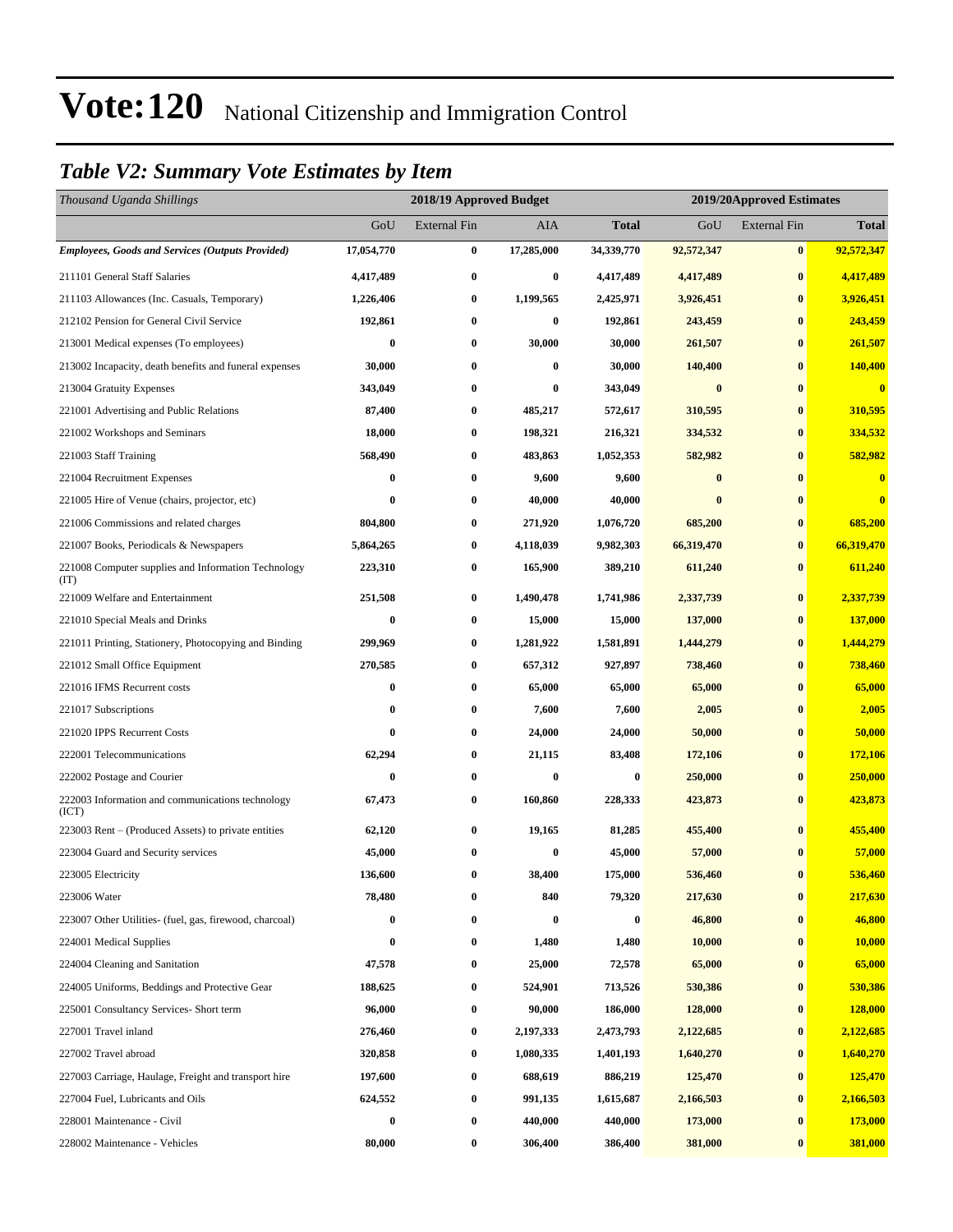# Vote:120 National Citizenship and Immigration Control

## *Table V2: Summary Vote Estimates by Item*

| *Thousand Uganda Shillings* | 2018/19 Approved Budget | | | | 2019/20Approved Estimates | | |
|---|---|---|---|---|---|---|---|
| | GoU | External Fin | AIA | **Total** | GoU | External Fin | **Total** |
| ***Employees, Goods and Services (Outputs Provided)*** | **17,054,770** | **0** | **17,285,000** | **34,339,770** | **92,572,347** | **0** | **92,572,347** |
| 211101 General Staff Salaries | **4,417,489** | **0** | **0** | **4,417,489** | **4,417,489** | **0** | **4,417,489** |
| 211103 Allowances (Inc. Casuals, Temporary) | **1,226,406** | **0** | **1,199,565** | **2,425,971** | **3,926,451** | **0** | **3,926,451** |
| 212102 Pension for General Civil Service | **192,861** | **0** | **0** | **192,861** | **243,459** | **0** | **243,459** |
| 213001 Medical expenses (To employees) | **0** | **0** | **30,000** | **30,000** | **261,507** | **0** | **261,507** |
| 213002 Incapacity, death benefits and funeral expenses | **30,000** | **0** | **0** | **30,000** | **140,400** | **0** | **140,400** |
| 213004 Gratuity Expenses | **343,049** | **0** | **0** | **343,049** | **0** | **0** | **0** |
| 221001 Advertising and Public Relations | **87,400** | **0** | **485,217** | **572,617** | **310,595** | **0** | **310,595** |
| 221002 Workshops and Seminars | **18,000** | **0** | **198,321** | **216,321** | **334,532** | **0** | **334,532** |
| 221003 Staff Training | **568,490** | **0** | **483,863** | **1,052,353** | **582,982** | **0** | **582,982** |
| 221004 Recruitment Expenses | **0** | **0** | **9,600** | **9,600** | **0** | **0** | **0** |
| 221005 Hire of Venue (chairs, projector, etc) | **0** | **0** | **40,000** | **40,000** | **0** | **0** | **0** |
| 221006 Commissions and related charges | **804,800** | **0** | **271,920** | **1,076,720** | **685,200** | **0** | **685,200** |
| 221007 Books, Periodicals & Newspapers | **5,864,265** | **0** | **4,118,039** | **9,982,303** | **66,319,470** | **0** | **66,319,470** |
| 221008 Computer supplies and Information Technology (IT) | **223,310** | **0** | **165,900** | **389,210** | **611,240** | **0** | **611,240** |
| 221009 Welfare and Entertainment | **251,508** | **0** | **1,490,478** | **1,741,986** | **2,337,739** | **0** | **2,337,739** |
| 221010 Special Meals and Drinks | **0** | **0** | **15,000** | **15,000** | **137,000** | **0** | **137,000** |
| 221011 Printing, Stationery, Photocopying and Binding | **299,969** | **0** | **1,281,922** | **1,581,891** | **1,444,279** | **0** | **1,444,279** |
| 221012 Small Office Equipment | **270,585** | **0** | **657,312** | **927,897** | **738,460** | **0** | **738,460** |
| 221016 IFMS Recurrent costs | **0** | **0** | **65,000** | **65,000** | **65,000** | **0** | **65,000** |
| 221017 Subscriptions | **0** | **0** | **7,600** | **7,600** | **2,005** | **0** | **2,005** |
| 221020 IPPS Recurrent Costs | **0** | **0** | **24,000** | **24,000** | **50,000** | **0** | **50,000** |
| 222001 Telecommunications | **62,294** | **0** | **21,115** | **83,408** | **172,106** | **0** | **172,106** |
| 222002 Postage and Courier | **0** | **0** | **0** | **0** | **250,000** | **0** | **250,000** |
| 222003 Information and communications technology (ICT) | **67,473** | **0** | **160,860** | **228,333** | **423,873** | **0** | **423,873** |
| 223003 Rent – (Produced Assets) to private entities | **62,120** | **0** | **19,165** | **81,285** | **455,400** | **0** | **455,400** |
| 223004 Guard and Security services | **45,000** | **0** | **0** | **45,000** | **57,000** | **0** | **57,000** |
| 223005 Electricity | **136,600** | **0** | **38,400** | **175,000** | **536,460** | **0** | **536,460** |
| 223006 Water | **78,480** | **0** | **840** | **79,320** | **217,630** | **0** | **217,630** |
| 223007 Other Utilities- (fuel, gas, firewood, charcoal) | **0** | **0** | **0** | **0** | **46,800** | **0** | **46,800** |
| 224001 Medical Supplies | **0** | **0** | **1,480** | **1,480** | **10,000** | **0** | **10,000** |
| 224004 Cleaning and Sanitation | **47,578** | **0** | **25,000** | **72,578** | **65,000** | **0** | **65,000** |
| 224005 Uniforms, Beddings and Protective Gear | **188,625** | **0** | **524,901** | **713,526** | **530,386** | **0** | **530,386** |
| 225001 Consultancy Services- Short term | **96,000** | **0** | **90,000** | **186,000** | **128,000** | **0** | **128,000** |
| 227001 Travel inland | **276,460** | **0** | **2,197,333** | **2,473,793** | **2,122,685** | **0** | **2,122,685** |
| 227002 Travel abroad | **320,858** | **0** | **1,080,335** | **1,401,193** | **1,640,270** | **0** | **1,640,270** |
| 227003 Carriage, Haulage, Freight and transport hire | **197,600** | **0** | **688,619** | **886,219** | **125,470** | **0** | **125,470** |
| 227004 Fuel, Lubricants and Oils | **624,552** | **0** | **991,135** | **1,615,687** | **2,166,503** | **0** | **2,166,503** |
| 228001 Maintenance - Civil | **0** | **0** | **440,000** | **440,000** | **173,000** | **0** | **173,000** |
| 228002 Maintenance - Vehicles | **80,000** | **0** | **306,400** | **386,400** | **381,000** | **0** | **381,000** |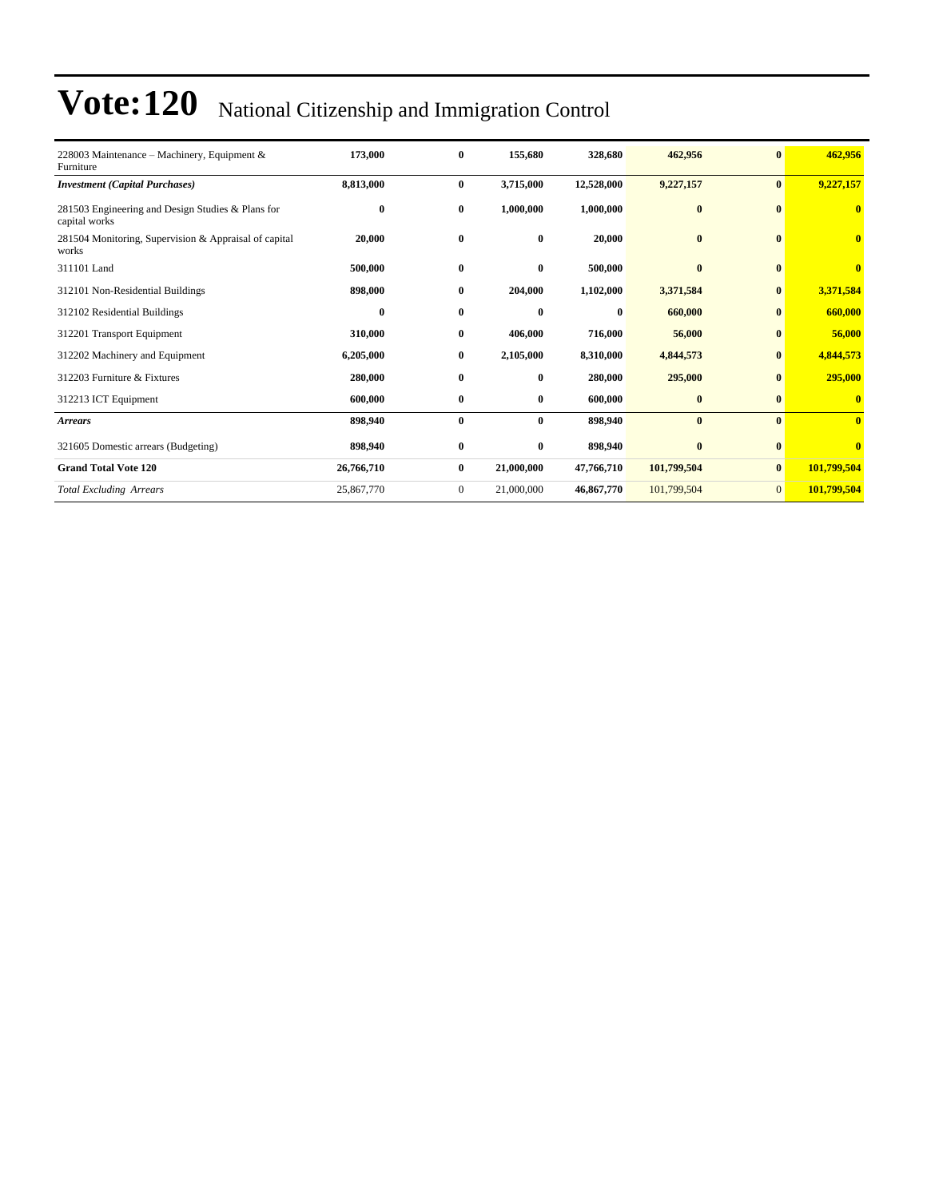# Vote:120 National Citizenship and Immigration Control

| | | | | | | | |
|---|---|---|---|---|---|---|---|
| 228003 Maintenance – Machinery, Equipment & Furniture | **173,000** | **0** | **155,680** | **328,680** | **462,956** | **0** | **462,956** |
| ***Investment (Capital Purchases)*** | **8,813,000** | **0** | **3,715,000** | **12,528,000** | **9,227,157** | **0** | **9,227,157** |
| 281503 Engineering and Design Studies & Plans for capital works | **0** | **0** | **1,000,000** | **1,000,000** | **0** | **0** | **0** |
| 281504 Monitoring, Supervision & Appraisal of capital works | **20,000** | **0** | **0** | **20,000** | **0** | **0** | **0** |
| 311101 Land | **500,000** | **0** | **0** | **500,000** | **0** | **0** | **0** |
| 312101 Non-Residential Buildings | **898,000** | **0** | **204,000** | **1,102,000** | **3,371,584** | **0** | **3,371,584** |
| 312102 Residential Buildings | **0** | **0** | **0** | **0** | **660,000** | **0** | **660,000** |
| 312201 Transport Equipment | **310,000** | **0** | **406,000** | **716,000** | **56,000** | **0** | **56,000** |
| 312202 Machinery and Equipment | **6,205,000** | **0** | **2,105,000** | **8,310,000** | **4,844,573** | **0** | **4,844,573** |
| 312203 Furniture & Fixtures | **280,000** | **0** | **0** | **280,000** | **295,000** | **0** | **295,000** |
| 312213 ICT Equipment | **600,000** | **0** | **0** | **600,000** | **0** | **0** | **0** |
| ***Arrears*** | **898,940** | **0** | **0** | **898,940** | **0** | **0** | **0** |
| 321605 Domestic arrears (Budgeting) | **898,940** | **0** | **0** | **898,940** | **0** | **0** | **0** |
| **Grand Total Vote 120** | **26,766,710** | **0** | **21,000,000** | **47,766,710** | **101,799,504** | **0** | **101,799,504** |
| *Total Excluding Arrears* | 25,867,770 | 0 | 21,000,000 | **46,867,770** | 101,799,504 | 0 | **101,799,504** |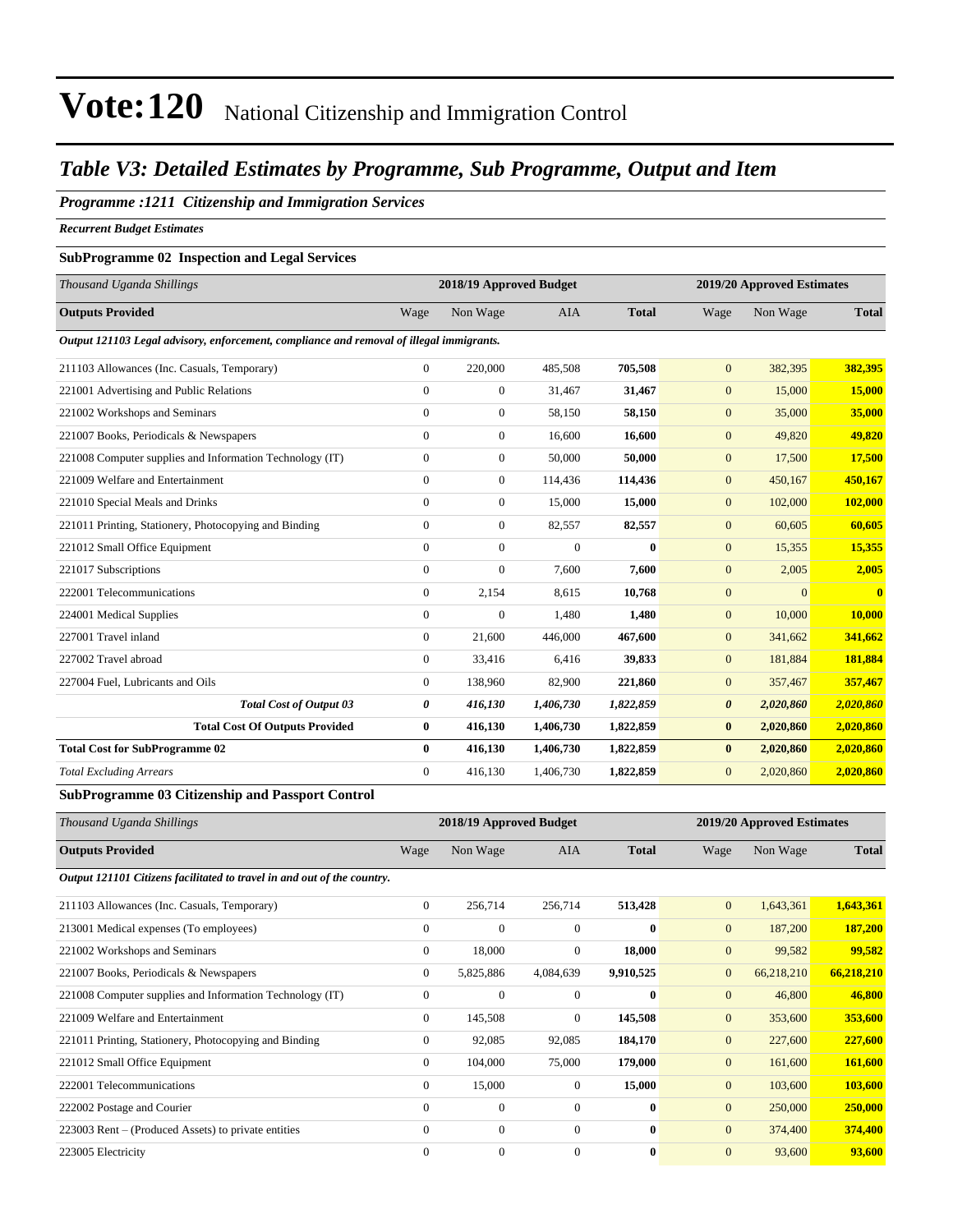# Vote:120 National Citizenship and Immigration Control

## Table V3: Detailed Estimates by Programme, Sub Programme, Output and Item

### Programme :1211 Citizenship and Immigration Services

*Recurrent Budget Estimates*

**SubProgramme 02 Inspection and Legal Services**

| *Thousand Uganda Shillings* | 2018/19 Approved Budget | | | | 2019/20 Approved Estimates | | |
|---|---|---|---|---|---|---|---|
| **Outputs Provided** | Wage | Non Wage | AIA | **Total** | Wage | Non Wage | **Total** |
| ***Output 121103 Legal advisory, enforcement, compliance and removal of illegal immigrants.*** | | | | | | | |
| 211103 Allowances (Inc. Casuals, Temporary) | 0 | 220,000 | 485,508 | **705,508** | 0 | 382,395 | **382,395** |
| 221001 Advertising and Public Relations | 0 | 0 | 31,467 | **31,467** | 0 | 15,000 | **15,000** |
| 221002 Workshops and Seminars | 0 | 0 | 58,150 | **58,150** | 0 | 35,000 | **35,000** |
| 221007 Books, Periodicals & Newspapers | 0 | 0 | 16,600 | **16,600** | 0 | 49,820 | **49,820** |
| 221008 Computer supplies and Information Technology (IT) | 0 | 0 | 50,000 | **50,000** | 0 | 17,500 | **17,500** |
| 221009 Welfare and Entertainment | 0 | 0 | 114,436 | **114,436** | 0 | 450,167 | **450,167** |
| 221010 Special Meals and Drinks | 0 | 0 | 15,000 | **15,000** | 0 | 102,000 | **102,000** |
| 221011 Printing, Stationery, Photocopying and Binding | 0 | 0 | 82,557 | **82,557** | 0 | 60,605 | **60,605** |
| 221012 Small Office Equipment | 0 | 0 | 0 | **0** | 0 | 15,355 | **15,355** |
| 221017 Subscriptions | 0 | 0 | 7,600 | **7,600** | 0 | 2,005 | **2,005** |
| 222001 Telecommunications | 0 | 2,154 | 8,615 | **10,768** | 0 | 0 | **0** |
| 224001 Medical Supplies | 0 | 0 | 1,480 | **1,480** | 0 | 10,000 | **10,000** |
| 227001 Travel inland | 0 | 21,600 | 446,000 | **467,600** | 0 | 341,662 | **341,662** |
| 227002 Travel abroad | 0 | 33,416 | 6,416 | **39,833** | 0 | 181,884 | **181,884** |
| 227004 Fuel, Lubricants and Oils | 0 | 138,960 | 82,900 | **221,860** | 0 | 357,467 | **357,467** |
| ***Total Cost of Output 03*** | ***0*** | ***416,130*** | ***1,406,730*** | ***1,822,859*** | ***0*** | ***2,020,860*** | ***2,020,860*** |
| **Total Cost Of Outputs Provided** | **0** | **416,130** | **1,406,730** | **1,822,859** | **0** | **2,020,860** | **2,020,860** |
| **Total Cost for SubProgramme 02** | **0** | **416,130** | **1,406,730** | **1,822,859** | **0** | **2,020,860** | **2,020,860** |
| *Total Excluding Arrears* | 0 | 416,130 | 1,406,730 | **1,822,859** | 0 | 2,020,860 | **2,020,860** |

**SubProgramme 03 Citizenship and Passport Control**

| *Thousand Uganda Shillings* | 2018/19 Approved Budget | | | | 2019/20 Approved Estimates | | |
|---|---|---|---|---|---|---|---|
| **Outputs Provided** | Wage | Non Wage | AIA | **Total** | Wage | Non Wage | **Total** |
| ***Output 121101 Citizens facilitated to travel in and out of the country.*** | | | | | | | |
| 211103 Allowances (Inc. Casuals, Temporary) | 0 | 256,714 | 256,714 | **513,428** | 0 | 1,643,361 | **1,643,361** |
| 213001 Medical expenses (To employees) | 0 | 0 | 0 | **0** | 0 | 187,200 | **187,200** |
| 221002 Workshops and Seminars | 0 | 18,000 | 0 | **18,000** | 0 | 99,582 | **99,582** |
| 221007 Books, Periodicals & Newspapers | 0 | 5,825,886 | 4,084,639 | **9,910,525** | 0 | 66,218,210 | **66,218,210** |
| 221008 Computer supplies and Information Technology (IT) | 0 | 0 | 0 | **0** | 0 | 46,800 | **46,800** |
| 221009 Welfare and Entertainment | 0 | 145,508 | 0 | **145,508** | 0 | 353,600 | **353,600** |
| 221011 Printing, Stationery, Photocopying and Binding | 0 | 92,085 | 92,085 | **184,170** | 0 | 227,600 | **227,600** |
| 221012 Small Office Equipment | 0 | 104,000 | 75,000 | **179,000** | 0 | 161,600 | **161,600** |
| 222001 Telecommunications | 0 | 15,000 | 0 | **15,000** | 0 | 103,600 | **103,600** |
| 222002 Postage and Courier | 0 | 0 | 0 | **0** | 0 | 250,000 | **250,000** |
| 223003 Rent – (Produced Assets) to private entities | 0 | 0 | 0 | **0** | 0 | 374,400 | **374,400** |
| 223005 Electricity | 0 | 0 | 0 | **0** | 0 | 93,600 | **93,600** |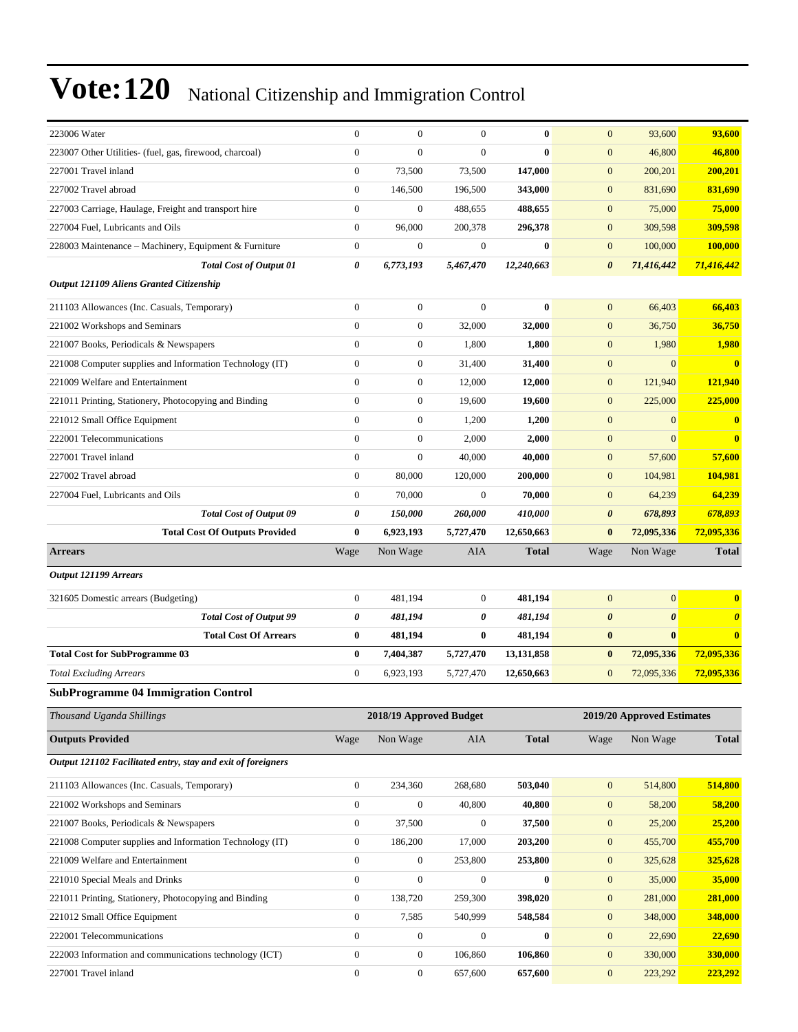# Vote:120 National Citizenship and Immigration Control

| | | | | | | | |
|---|---|---|---|---|---|---|---|
| 223006 Water | 0 | 0 | 0 | **0** | 0 | 93,600 | **93,600** |
| 223007 Other Utilities- (fuel, gas, firewood, charcoal) | 0 | 0 | 0 | **0** | 0 | 46,800 | **46,800** |
| 227001 Travel inland | 0 | 73,500 | 73,500 | **147,000** | 0 | 200,201 | **200,201** |
| 227002 Travel abroad | 0 | 146,500 | 196,500 | **343,000** | 0 | 831,690 | **831,690** |
| 227003 Carriage, Haulage, Freight and transport hire | 0 | 0 | 488,655 | **488,655** | 0 | 75,000 | **75,000** |
| 227004 Fuel, Lubricants and Oils | 0 | 96,000 | 200,378 | **296,378** | 0 | 309,598 | **309,598** |
| 228003 Maintenance – Machinery, Equipment & Furniture | 0 | 0 | 0 | **0** | 0 | 100,000 | **100,000** |
| ***Total Cost of Output 01*** | ***0*** | ***6,773,193*** | ***5,467,470*** | ***12,240,663*** | ***0*** | ***71,416,442*** | ***71,416,442*** |
| ***Output 121109 Aliens Granted Citizenship*** | | | | | | | |
| 211103 Allowances (Inc. Casuals, Temporary) | 0 | 0 | 0 | **0** | 0 | 66,403 | **66,403** |
| 221002 Workshops and Seminars | 0 | 0 | 32,000 | **32,000** | 0 | 36,750 | **36,750** |
| 221007 Books, Periodicals & Newspapers | 0 | 0 | 1,800 | **1,800** | 0 | 1,980 | **1,980** |
| 221008 Computer supplies and Information Technology (IT) | 0 | 0 | 31,400 | **31,400** | 0 | 0 | **0** |
| 221009 Welfare and Entertainment | 0 | 0 | 12,000 | **12,000** | 0 | 121,940 | **121,940** |
| 221011 Printing, Stationery, Photocopying and Binding | 0 | 0 | 19,600 | **19,600** | 0 | 225,000 | **225,000** |
| 221012 Small Office Equipment | 0 | 0 | 1,200 | **1,200** | 0 | 0 | **0** |
| 222001 Telecommunications | 0 | 0 | 2,000 | **2,000** | 0 | 0 | **0** |
| 227001 Travel inland | 0 | 0 | 40,000 | **40,000** | 0 | 57,600 | **57,600** |
| 227002 Travel abroad | 0 | 80,000 | 120,000 | **200,000** | 0 | 104,981 | **104,981** |
| 227004 Fuel, Lubricants and Oils | 0 | 70,000 | 0 | **70,000** | 0 | 64,239 | **64,239** |
| ***Total Cost of Output 09*** | ***0*** | ***150,000*** | ***260,000*** | ***410,000*** | ***0*** | ***678,893*** | ***678,893*** |
| **Total Cost Of Outputs Provided** | **0** | **6,923,193** | **5,727,470** | **12,650,663** | **0** | **72,095,336** | **72,095,336** |
| **Arrears** | Wage | Non Wage | AIA | **Total** | Wage | Non Wage | **Total** |
| ***Output 121199 Arrears*** | | | | | | | |
| 321605 Domestic arrears (Budgeting) | 0 | 481,194 | 0 | **481,194** | 0 | 0 | **0** |
| ***Total Cost of Output 99*** | ***0*** | ***481,194*** | ***0*** | ***481,194*** | ***0*** | ***0*** | ***0*** |
| **Total Cost Of Arrears** | **0** | **481,194** | **0** | **481,194** | **0** | **0** | **0** |
| **Total Cost for SubProgramme 03** | **0** | **7,404,387** | **5,727,470** | **13,131,858** | **0** | **72,095,336** | **72,095,336** |
| *Total Excluding Arrears* | 0 | 6,923,193 | 5,727,470 | **12,650,663** | 0 | 72,095,336 | **72,095,336** |

### SubProgramme 04 Immigration Control

| *Thousand Uganda Shillings* | 2018/19 Approved Budget | | | | 2019/20 Approved Estimates | | |
|---|---|---|---|---|---|---|---|
| **Outputs Provided** | Wage | Non Wage | AIA | **Total** | Wage | Non Wage | **Total** |
| ***Output 121102 Facilitated entry, stay and exit of foreigners*** | | | | | | | |
| 211103 Allowances (Inc. Casuals, Temporary) | 0 | 234,360 | 268,680 | **503,040** | 0 | 514,800 | **514,800** |
| 221002 Workshops and Seminars | 0 | 0 | 40,800 | **40,800** | 0 | 58,200 | **58,200** |
| 221007 Books, Periodicals & Newspapers | 0 | 37,500 | 0 | **37,500** | 0 | 25,200 | **25,200** |
| 221008 Computer supplies and Information Technology (IT) | 0 | 186,200 | 17,000 | **203,200** | 0 | 455,700 | **455,700** |
| 221009 Welfare and Entertainment | 0 | 0 | 253,800 | **253,800** | 0 | 325,628 | **325,628** |
| 221010 Special Meals and Drinks | 0 | 0 | 0 | **0** | 0 | 35,000 | **35,000** |
| 221011 Printing, Stationery, Photocopying and Binding | 0 | 138,720 | 259,300 | **398,020** | 0 | 281,000 | **281,000** |
| 221012 Small Office Equipment | 0 | 7,585 | 540,999 | **548,584** | 0 | 348,000 | **348,000** |
| 222001 Telecommunications | 0 | 0 | 0 | **0** | 0 | 22,690 | **22,690** |
| 222003 Information and communications technology (ICT) | 0 | 0 | 106,860 | **106,860** | 0 | 330,000 | **330,000** |
| 227001 Travel inland | 0 | 0 | 657,600 | **657,600** | 0 | 223,292 | **223,292** |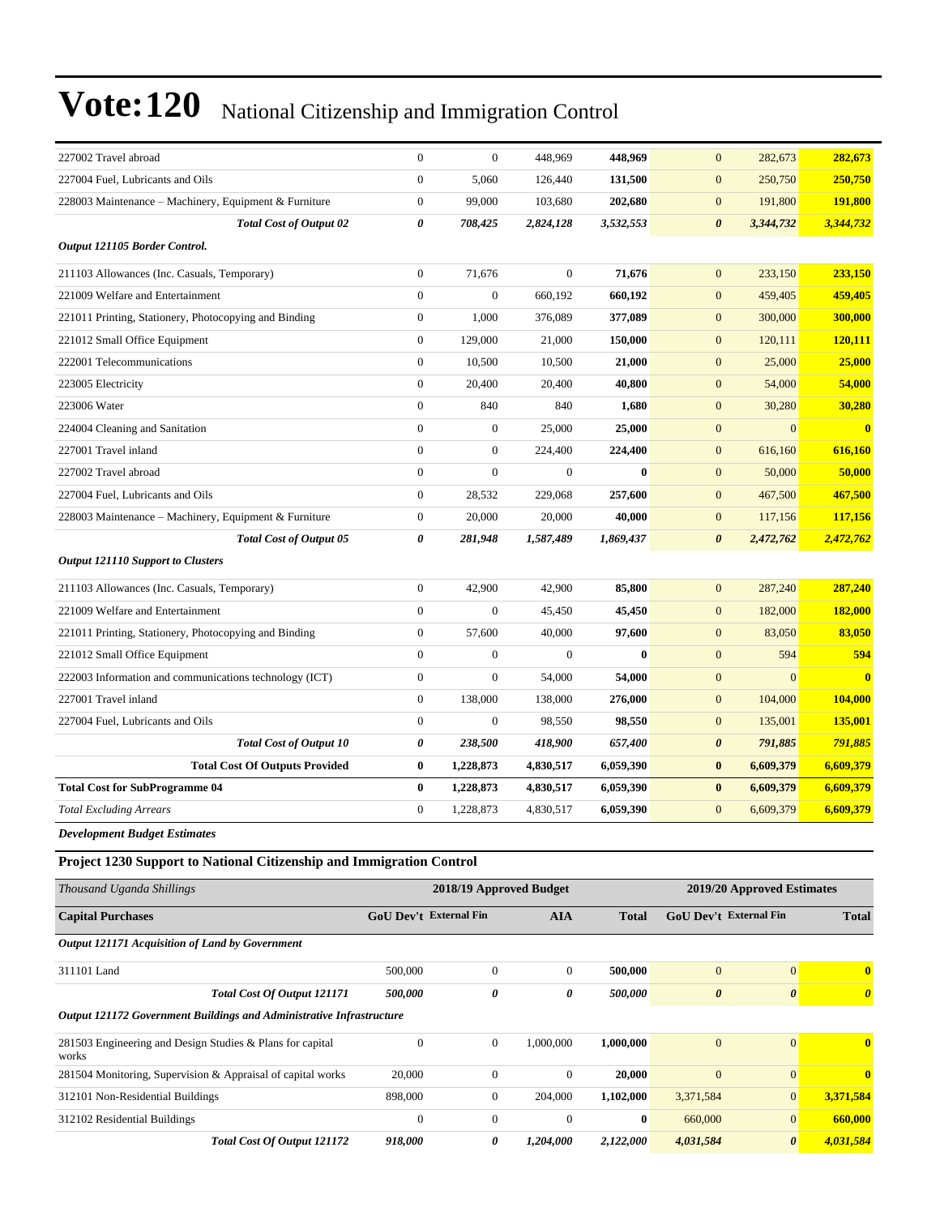# Vote:120 National Citizenship and Immigration Control

| | | | | | | | |
|---|---|---|---|---|---|---|---|
| 227002 Travel abroad | 0 | 0 | 448,969 | **448,969** | 0 | 282,673 | **282,673** |
| 227004 Fuel, Lubricants and Oils | 0 | 5,060 | 126,440 | **131,500** | 0 | 250,750 | **250,750** |
| 228003 Maintenance – Machinery, Equipment & Furniture | 0 | 99,000 | 103,680 | **202,680** | 0 | 191,800 | **191,800** |
| ***Total Cost of Output 02*** | ***0*** | ***708,425*** | ***2,824,128*** | ***3,532,553*** | ***0*** | ***3,344,732*** | ***3,344,732*** |
| ***Output 121105 Border Control.*** | | | | | | | |
| 211103 Allowances (Inc. Casuals, Temporary) | 0 | 71,676 | 0 | **71,676** | 0 | 233,150 | **233,150** |
| 221009 Welfare and Entertainment | 0 | 0 | 660,192 | **660,192** | 0 | 459,405 | **459,405** |
| 221011 Printing, Stationery, Photocopying and Binding | 0 | 1,000 | 376,089 | **377,089** | 0 | 300,000 | **300,000** |
| 221012 Small Office Equipment | 0 | 129,000 | 21,000 | **150,000** | 0 | 120,111 | **120,111** |
| 222001 Telecommunications | 0 | 10,500 | 10,500 | **21,000** | 0 | 25,000 | **25,000** |
| 223005 Electricity | 0 | 20,400 | 20,400 | **40,800** | 0 | 54,000 | **54,000** |
| 223006 Water | 0 | 840 | 840 | **1,680** | 0 | 30,280 | **30,280** |
| 224004 Cleaning and Sanitation | 0 | 0 | 25,000 | **25,000** | 0 | 0 | **0** |
| 227001 Travel inland | 0 | 0 | 224,400 | **224,400** | 0 | 616,160 | **616,160** |
| 227002 Travel abroad | 0 | 0 | 0 | **0** | 0 | 50,000 | **50,000** |
| 227004 Fuel, Lubricants and Oils | 0 | 28,532 | 229,068 | **257,600** | 0 | 467,500 | **467,500** |
| 228003 Maintenance – Machinery, Equipment & Furniture | 0 | 20,000 | 20,000 | **40,000** | 0 | 117,156 | **117,156** |
| ***Total Cost of Output 05*** | ***0*** | ***281,948*** | ***1,587,489*** | ***1,869,437*** | ***0*** | ***2,472,762*** | ***2,472,762*** |
| ***Output 121110 Support to Clusters*** | | | | | | | |
| 211103 Allowances (Inc. Casuals, Temporary) | 0 | 42,900 | 42,900 | **85,800** | 0 | 287,240 | **287,240** |
| 221009 Welfare and Entertainment | 0 | 0 | 45,450 | **45,450** | 0 | 182,000 | **182,000** |
| 221011 Printing, Stationery, Photocopying and Binding | 0 | 57,600 | 40,000 | **97,600** | 0 | 83,050 | **83,050** |
| 221012 Small Office Equipment | 0 | 0 | 0 | **0** | 0 | 594 | **594** |
| 222003 Information and communications technology (ICT) | 0 | 0 | 54,000 | **54,000** | 0 | 0 | **0** |
| 227001 Travel inland | 0 | 138,000 | 138,000 | **276,000** | 0 | 104,000 | **104,000** |
| 227004 Fuel, Lubricants and Oils | 0 | 0 | 98,550 | **98,550** | 0 | 135,001 | **135,001** |
| ***Total Cost of Output 10*** | ***0*** | ***238,500*** | ***418,900*** | ***657,400*** | ***0*** | ***791,885*** | ***791,885*** |
| **Total Cost Of Outputs Provided** | **0** | **1,228,873** | **4,830,517** | **6,059,390** | **0** | **6,609,379** | **6,609,379** |
| **Total Cost for SubProgramme 04** | **0** | **1,228,873** | **4,830,517** | **6,059,390** | **0** | **6,609,379** | **6,609,379** |
| *Total Excluding Arrears* | 0 | 1,228,873 | 4,830,517 | **6,059,390** | 0 | 6,609,379 | **6,609,379** |

***Development Budget Estimates***

**Project 1230 Support to National Citizenship and Immigration Control**

| *Thousand Uganda Shillings* | 2018/19 Approved Budget | | | | 2019/20 Approved Estimates | | |
|---|---|---|---|---|---|---|---|
| **Capital Purchases** | **GoU Dev't** | **External Fin** | **AIA** | **Total** | **GoU Dev't** | **External Fin** | **Total** |
| ***Output 121171 Acquisition of Land by Government*** | | | | | | | |
| 311101 Land | 500,000 | 0 | 0 | **500,000** | 0 | 0 | **0** |
| ***Total Cost Of Output 121171*** | ***500,000*** | ***0*** | ***0*** | ***500,000*** | ***0*** | ***0*** | ***0*** |
| ***Output 121172 Government Buildings and Administrative Infrastructure*** | | | | | | | |
| 281503 Engineering and Design Studies & Plans for capital works | 0 | 0 | 1,000,000 | **1,000,000** | 0 | 0 | **0** |
| 281504 Monitoring, Supervision & Appraisal of capital works | 20,000 | 0 | 0 | **20,000** | 0 | 0 | **0** |
| 312101 Non-Residential Buildings | 898,000 | 0 | 204,000 | **1,102,000** | 3,371,584 | 0 | **3,371,584** |
| 312102 Residential Buildings | 0 | 0 | 0 | **0** | 660,000 | 0 | **660,000** |
| ***Total Cost Of Output 121172*** | ***918,000*** | ***0*** | ***1,204,000*** | ***2,122,000*** | ***4,031,584*** | ***0*** | ***4,031,584*** |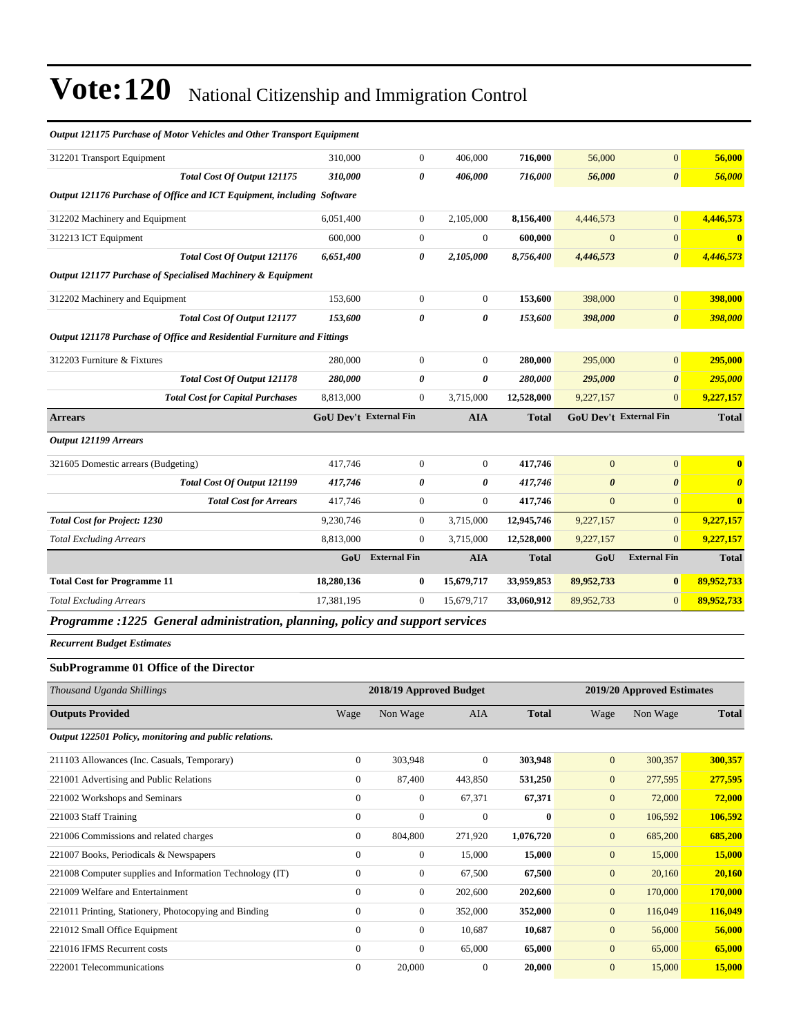# Vote:120 National Citizenship and Immigration Control

| | | | | | | | |
|---|---|---|---|---|---|---|---|
| ***Output 121175 Purchase of Motor Vehicles and Other Transport Equipment*** | | | | | | | |
| 312201 Transport Equipment | 310,000 | 0 | 406,000 | **716,000** | 56,000 | 0 | **56,000** |
| ***Total Cost Of Output 121175*** | ***310,000*** | ***0*** | ***406,000*** | ***716,000*** | ***56,000*** | ***0*** | ***56,000*** |
| ***Output 121176 Purchase of Office and ICT Equipment, including Software*** | | | | | | | |
| 312202 Machinery and Equipment | 6,051,400 | 0 | 2,105,000 | **8,156,400** | 4,446,573 | 0 | **4,446,573** |
| 312213 ICT Equipment | 600,000 | 0 | 0 | **600,000** | 0 | 0 | **0** |
| ***Total Cost Of Output 121176*** | ***6,651,400*** | ***0*** | ***2,105,000*** | ***8,756,400*** | ***4,446,573*** | ***0*** | ***4,446,573*** |
| ***Output 121177 Purchase of Specialised Machinery & Equipment*** | | | | | | | |
| 312202 Machinery and Equipment | 153,600 | 0 | 0 | **153,600** | 398,000 | 0 | **398,000** |
| ***Total Cost Of Output 121177*** | ***153,600*** | ***0*** | ***0*** | ***153,600*** | ***398,000*** | ***0*** | ***398,000*** |
| ***Output 121178 Purchase of Office and Residential Furniture and Fittings*** | | | | | | | |
| 312203 Furniture & Fixtures | 280,000 | 0 | 0 | **280,000** | 295,000 | 0 | **295,000** |
| ***Total Cost Of Output 121178*** | ***280,000*** | ***0*** | ***0*** | ***280,000*** | ***295,000*** | ***0*** | ***295,000*** |
| ***Total Cost for Capital Purchases*** | 8,813,000 | 0 | 3,715,000 | **12,528,000** | 9,227,157 | 0 | **9,227,157** |
| **Arrears** | **GoU Dev't** | **External Fin** | **AIA** | **Total** | **GoU Dev't** | **External Fin** | **Total** |
| ***Output 121199 Arrears*** | | | | | | | |
| 321605 Domestic arrears (Budgeting) | 417,746 | 0 | 0 | **417,746** | 0 | 0 | **0** |
| ***Total Cost Of Output 121199*** | ***417,746*** | ***0*** | ***0*** | ***417,746*** | ***0*** | ***0*** | ***0*** |
| ***Total Cost for Arrears*** | 417,746 | 0 | 0 | **417,746** | 0 | 0 | **0** |
| ***Total Cost for Project: 1230*** | 9,230,746 | 0 | 3,715,000 | **12,945,746** | 9,227,157 | 0 | **9,227,157** |
| *Total Excluding Arrears* | 8,813,000 | 0 | 3,715,000 | **12,528,000** | 9,227,157 | 0 | **9,227,157** |
| | **GoU** | **External Fin** | **AIA** | **Total** | **GoU** | **External Fin** | **Total** |
| **Total Cost for Programme 11** | **18,280,136** | **0** | **15,679,717** | **33,959,853** | **89,952,733** | **0** | **89,952,733** |
| *Total Excluding Arrears* | 17,381,195 | 0 | 15,679,717 | **33,060,912** | 89,952,733 | 0 | **89,952,733** |

## *Programme :1225 General administration, planning, policy and support services*

***Recurrent Budget Estimates***

### SubProgramme 01 Office of the Director

| *Thousand Uganda Shillings* | 2018/19 Approved Budget | | | | 2019/20 Approved Estimates | | |
|---|---|---|---|---|---|---|---|
| **Outputs Provided** | Wage | Non Wage | AIA | **Total** | Wage | Non Wage | **Total** |
| ***Output 122501 Policy, monitoring and public relations.*** | | | | | | | |
| 211103 Allowances (Inc. Casuals, Temporary) | 0 | 303,948 | 0 | **303,948** | 0 | 300,357 | **300,357** |
| 221001 Advertising and Public Relations | 0 | 87,400 | 443,850 | **531,250** | 0 | 277,595 | **277,595** |
| 221002 Workshops and Seminars | 0 | 0 | 67,371 | **67,371** | 0 | 72,000 | **72,000** |
| 221003 Staff Training | 0 | 0 | 0 | **0** | 0 | 106,592 | **106,592** |
| 221006 Commissions and related charges | 0 | 804,800 | 271,920 | **1,076,720** | 0 | 685,200 | **685,200** |
| 221007 Books, Periodicals & Newspapers | 0 | 0 | 15,000 | **15,000** | 0 | 15,000 | **15,000** |
| 221008 Computer supplies and Information Technology (IT) | 0 | 0 | 67,500 | **67,500** | 0 | 20,160 | **20,160** |
| 221009 Welfare and Entertainment | 0 | 0 | 202,600 | **202,600** | 0 | 170,000 | **170,000** |
| 221011 Printing, Stationery, Photocopying and Binding | 0 | 0 | 352,000 | **352,000** | 0 | 116,049 | **116,049** |
| 221012 Small Office Equipment | 0 | 0 | 10,687 | **10,687** | 0 | 56,000 | **56,000** |
| 221016 IFMS Recurrent costs | 0 | 0 | 65,000 | **65,000** | 0 | 65,000 | **65,000** |
| 222001 Telecommunications | 0 | 20,000 | 0 | **20,000** | 0 | 15,000 | **15,000** |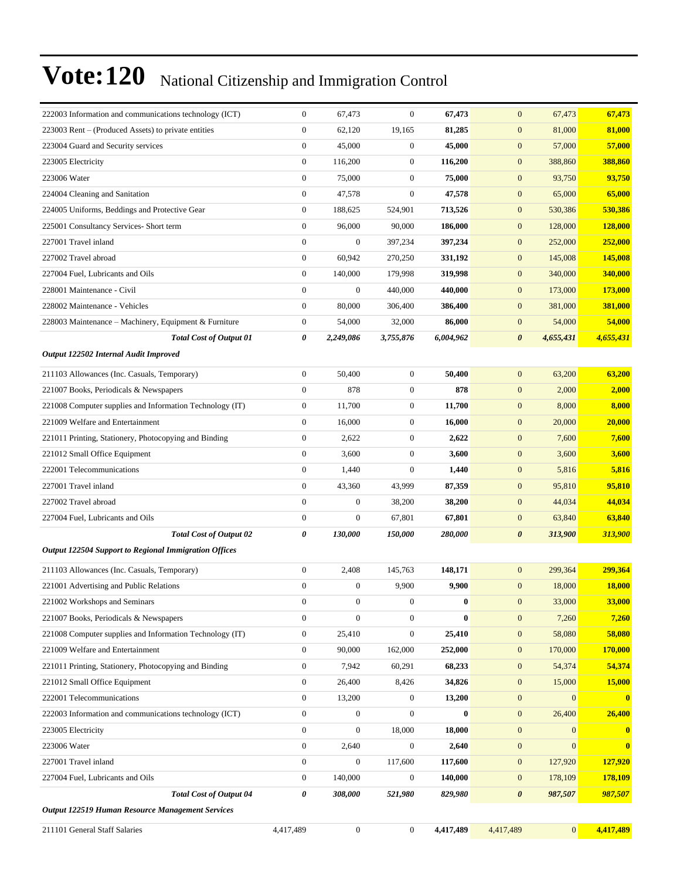# Vote:120 National Citizenship and Immigration Control

| | | | | | | | |
|---|---|---|---|---|---|---|---|
| 222003 Information and communications technology (ICT) | 0 | 67,473 | 0 | **67,473** | 0 | 67,473 | **67,473** |
| 223003 Rent – (Produced Assets) to private entities | 0 | 62,120 | 19,165 | **81,285** | 0 | 81,000 | **81,000** |
| 223004 Guard and Security services | 0 | 45,000 | 0 | **45,000** | 0 | 57,000 | **57,000** |
| 223005 Electricity | 0 | 116,200 | 0 | **116,200** | 0 | 388,860 | **388,860** |
| 223006 Water | 0 | 75,000 | 0 | **75,000** | 0 | 93,750 | **93,750** |
| 224004 Cleaning and Sanitation | 0 | 47,578 | 0 | **47,578** | 0 | 65,000 | **65,000** |
| 224005 Uniforms, Beddings and Protective Gear | 0 | 188,625 | 524,901 | **713,526** | 0 | 530,386 | **530,386** |
| 225001 Consultancy Services- Short term | 0 | 96,000 | 90,000 | **186,000** | 0 | 128,000 | **128,000** |
| 227001 Travel inland | 0 | 0 | 397,234 | **397,234** | 0 | 252,000 | **252,000** |
| 227002 Travel abroad | 0 | 60,942 | 270,250 | **331,192** | 0 | 145,008 | **145,008** |
| 227004 Fuel, Lubricants and Oils | 0 | 140,000 | 179,998 | **319,998** | 0 | 340,000 | **340,000** |
| 228001 Maintenance - Civil | 0 | 0 | 440,000 | **440,000** | 0 | 173,000 | **173,000** |
| 228002 Maintenance - Vehicles | 0 | 80,000 | 306,400 | **386,400** | 0 | 381,000 | **381,000** |
| 228003 Maintenance – Machinery, Equipment & Furniture | 0 | 54,000 | 32,000 | **86,000** | 0 | 54,000 | **54,000** |
| ***Total Cost of Output 01*** | ***0*** | ***2,249,086*** | ***3,755,876*** | ***6,004,962*** | ***0*** | ***4,655,431*** | ***4,655,431*** |
| ***Output 122502 Internal Audit Improved*** | | | | | | | |
| 211103 Allowances (Inc. Casuals, Temporary) | 0 | 50,400 | 0 | **50,400** | 0 | 63,200 | **63,200** |
| 221007 Books, Periodicals & Newspapers | 0 | 878 | 0 | **878** | 0 | 2,000 | **2,000** |
| 221008 Computer supplies and Information Technology (IT) | 0 | 11,700 | 0 | **11,700** | 0 | 8,000 | **8,000** |
| 221009 Welfare and Entertainment | 0 | 16,000 | 0 | **16,000** | 0 | 20,000 | **20,000** |
| 221011 Printing, Stationery, Photocopying and Binding | 0 | 2,622 | 0 | **2,622** | 0 | 7,600 | **7,600** |
| 221012 Small Office Equipment | 0 | 3,600 | 0 | **3,600** | 0 | 3,600 | **3,600** |
| 222001 Telecommunications | 0 | 1,440 | 0 | **1,440** | 0 | 5,816 | **5,816** |
| 227001 Travel inland | 0 | 43,360 | 43,999 | **87,359** | 0 | 95,810 | **95,810** |
| 227002 Travel abroad | 0 | 0 | 38,200 | **38,200** | 0 | 44,034 | **44,034** |
| 227004 Fuel, Lubricants and Oils | 0 | 0 | 67,801 | **67,801** | 0 | 63,840 | **63,840** |
| ***Total Cost of Output 02*** | ***0*** | ***130,000*** | ***150,000*** | ***280,000*** | ***0*** | ***313,900*** | ***313,900*** |
| ***Output 122504 Support to Regional Immigration Offices*** | | | | | | | |
| 211103 Allowances (Inc. Casuals, Temporary) | 0 | 2,408 | 145,763 | **148,171** | 0 | 299,364 | **299,364** |
| 221001 Advertising and Public Relations | 0 | 0 | 9,900 | **9,900** | 0 | 18,000 | **18,000** |
| 221002 Workshops and Seminars | 0 | 0 | 0 | **0** | 0 | 33,000 | **33,000** |
| 221007 Books, Periodicals & Newspapers | 0 | 0 | 0 | **0** | 0 | 7,260 | **7,260** |
| 221008 Computer supplies and Information Technology (IT) | 0 | 25,410 | 0 | **25,410** | 0 | 58,080 | **58,080** |
| 221009 Welfare and Entertainment | 0 | 90,000 | 162,000 | **252,000** | 0 | 170,000 | **170,000** |
| 221011 Printing, Stationery, Photocopying and Binding | 0 | 7,942 | 60,291 | **68,233** | 0 | 54,374 | **54,374** |
| 221012 Small Office Equipment | 0 | 26,400 | 8,426 | **34,826** | 0 | 15,000 | **15,000** |
| 222001 Telecommunications | 0 | 13,200 | 0 | **13,200** | 0 | 0 | **0** |
| 222003 Information and communications technology (ICT) | 0 | 0 | 0 | **0** | 0 | 26,400 | **26,400** |
| 223005 Electricity | 0 | 0 | 18,000 | **18,000** | 0 | 0 | **0** |
| 223006 Water | 0 | 2,640 | 0 | **2,640** | 0 | 0 | **0** |
| 227001 Travel inland | 0 | 0 | 117,600 | **117,600** | 0 | 127,920 | **127,920** |
| 227004 Fuel, Lubricants and Oils | 0 | 140,000 | 0 | **140,000** | 0 | 178,109 | **178,109** |
| ***Total Cost of Output 04*** | ***0*** | ***308,000*** | ***521,980*** | ***829,980*** | ***0*** | ***987,507*** | ***987,507*** |
| ***Output 122519 Human Resource Management Services*** | | | | | | | |
| 211101 General Staff Salaries | 4,417,489 | 0 | 0 | **4,417,489** | 4,417,489 | 0 | **4,417,489** |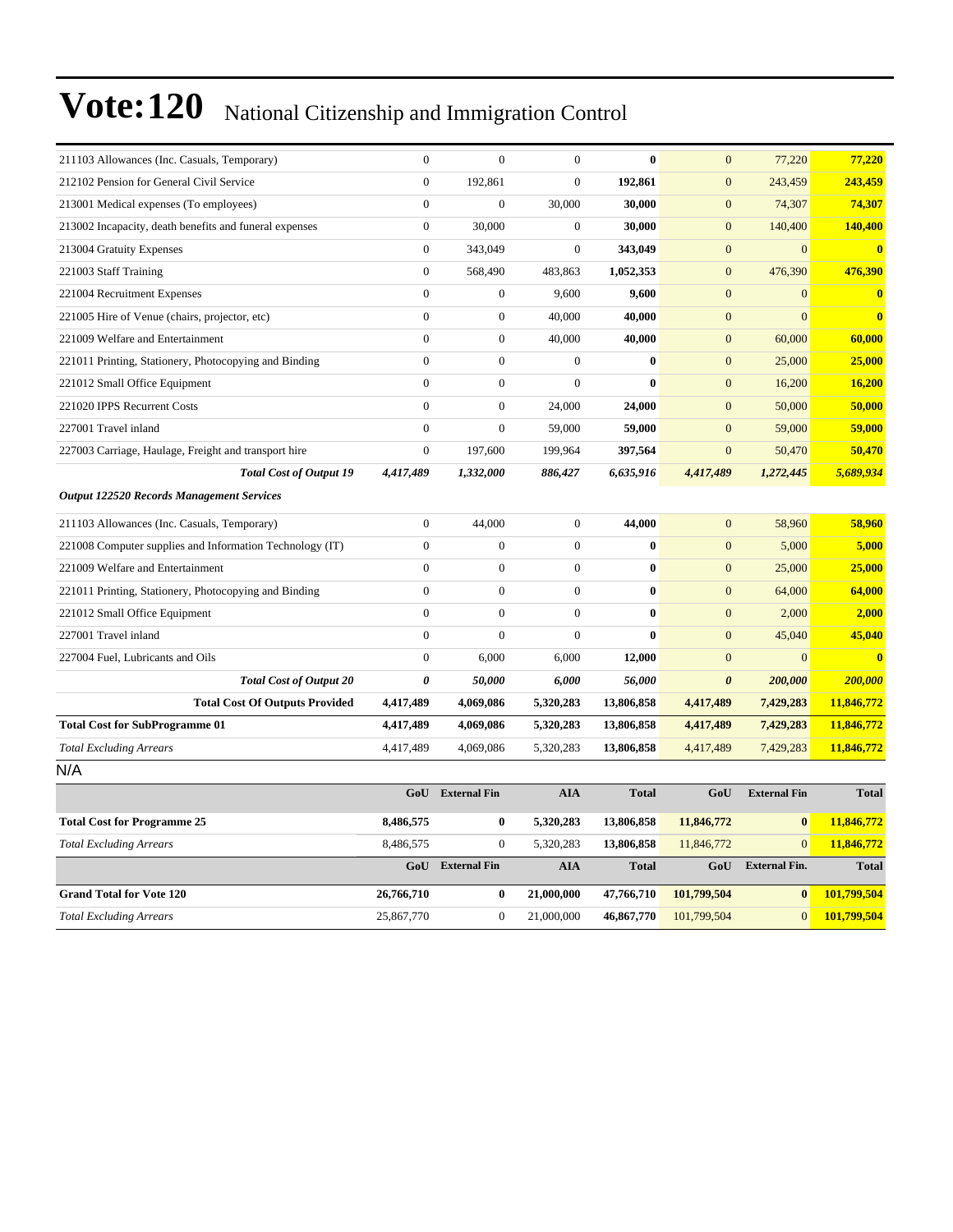# Vote:120 National Citizenship and Immigration Control

| | | | | | | | |
|---|---|---|---|---|---|---|---|
| 211103 Allowances (Inc. Casuals, Temporary) | 0 | 0 | 0 | **0** | 0 | 77,220 | **77,220** |
| 212102 Pension for General Civil Service | 0 | 192,861 | 0 | **192,861** | 0 | 243,459 | **243,459** |
| 213001 Medical expenses (To employees) | 0 | 0 | 30,000 | **30,000** | 0 | 74,307 | **74,307** |
| 213002 Incapacity, death benefits and funeral expenses | 0 | 30,000 | 0 | **30,000** | 0 | 140,400 | **140,400** |
| 213004 Gratuity Expenses | 0 | 343,049 | 0 | **343,049** | 0 | 0 | **0** |
| 221003 Staff Training | 0 | 568,490 | 483,863 | **1,052,353** | 0 | 476,390 | **476,390** |
| 221004 Recruitment Expenses | 0 | 0 | 9,600 | **9,600** | 0 | 0 | **0** |
| 221005 Hire of Venue (chairs, projector, etc) | 0 | 0 | 40,000 | **40,000** | 0 | 0 | **0** |
| 221009 Welfare and Entertainment | 0 | 0 | 40,000 | **40,000** | 0 | 60,000 | **60,000** |
| 221011 Printing, Stationery, Photocopying and Binding | 0 | 0 | 0 | **0** | 0 | 25,000 | **25,000** |
| 221012 Small Office Equipment | 0 | 0 | 0 | **0** | 0 | 16,200 | **16,200** |
| 221020 IPPS Recurrent Costs | 0 | 0 | 24,000 | **24,000** | 0 | 50,000 | **50,000** |
| 227001 Travel inland | 0 | 0 | 59,000 | **59,000** | 0 | 59,000 | **59,000** |
| 227003 Carriage, Haulage, Freight and transport hire | 0 | 197,600 | 199,964 | **397,564** | 0 | 50,470 | **50,470** |
| ***Total Cost of Output 19*** | ***4,417,489*** | ***1,332,000*** | ***886,427*** | ***6,635,916*** | ***4,417,489*** | ***1,272,445*** | ***5,689,934*** |
| ***Output 122520 Records Management Services*** | | | | | | | |
| 211103 Allowances (Inc. Casuals, Temporary) | 0 | 44,000 | 0 | **44,000** | 0 | 58,960 | **58,960** |
| 221008 Computer supplies and Information Technology (IT) | 0 | 0 | 0 | **0** | 0 | 5,000 | **5,000** |
| 221009 Welfare and Entertainment | 0 | 0 | 0 | **0** | 0 | 25,000 | **25,000** |
| 221011 Printing, Stationery, Photocopying and Binding | 0 | 0 | 0 | **0** | 0 | 64,000 | **64,000** |
| 221012 Small Office Equipment | 0 | 0 | 0 | **0** | 0 | 2,000 | **2,000** |
| 227001 Travel inland | 0 | 0 | 0 | **0** | 0 | 45,040 | **45,040** |
| 227004 Fuel, Lubricants and Oils | 0 | 6,000 | 6,000 | **12,000** | 0 | 0 | **0** |
| ***Total Cost of Output 20*** | ***0*** | ***50,000*** | ***6,000*** | ***56,000*** | ***0*** | ***200,000*** | ***200,000*** |
| **Total Cost Of Outputs Provided** | **4,417,489** | **4,069,086** | **5,320,283** | **13,806,858** | **4,417,489** | **7,429,283** | **11,846,772** |
| **Total Cost for SubProgramme 01** | **4,417,489** | **4,069,086** | **5,320,283** | **13,806,858** | **4,417,489** | **7,429,283** | **11,846,772** |
| *Total Excluding Arrears* | 4,417,489 | 4,069,086 | 5,320,283 | **13,806,858** | 4,417,489 | 7,429,283 | **11,846,772** |

N/A

| | GoU | External Fin | AIA | Total | GoU | External Fin | Total |
|---|---|---|---|---|---|---|---|
| **Total Cost for Programme 25** | **8,486,575** | **0** | **5,320,283** | **13,806,858** | **11,846,772** | **0** | **11,846,772** |
| *Total Excluding Arrears* | 8,486,575 | 0 | 5,320,283 | **13,806,858** | 11,846,772 | 0 | **11,846,772** |

| | GoU | External Fin | AIA | Total | GoU | External Fin. | Total |
|---|---|---|---|---|---|---|---|
| **Grand Total for Vote 120** | **26,766,710** | **0** | **21,000,000** | **47,766,710** | **101,799,504** | **0** | **101,799,504** |
| *Total Excluding Arrears* | 25,867,770 | 0 | 21,000,000 | **46,867,770** | 101,799,504 | 0 | **101,799,504** |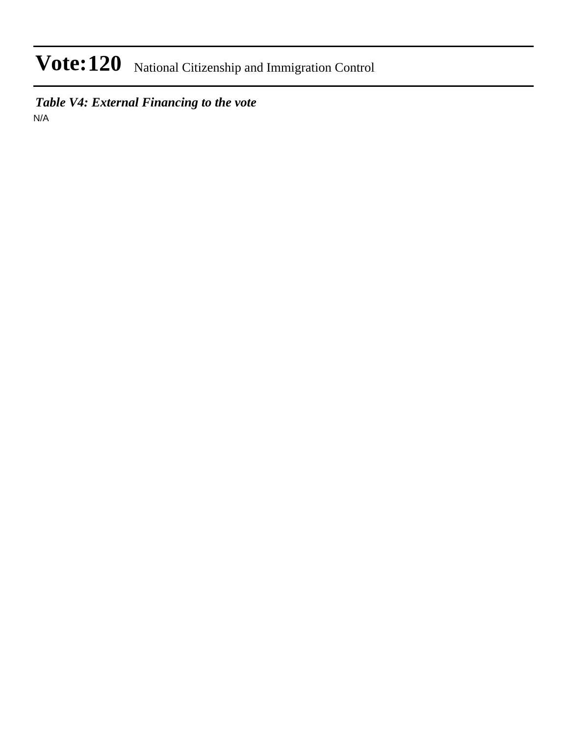# Vote:120 National Citizenship and Immigration Control

***Table V4: External Financing to the vote***

N/A